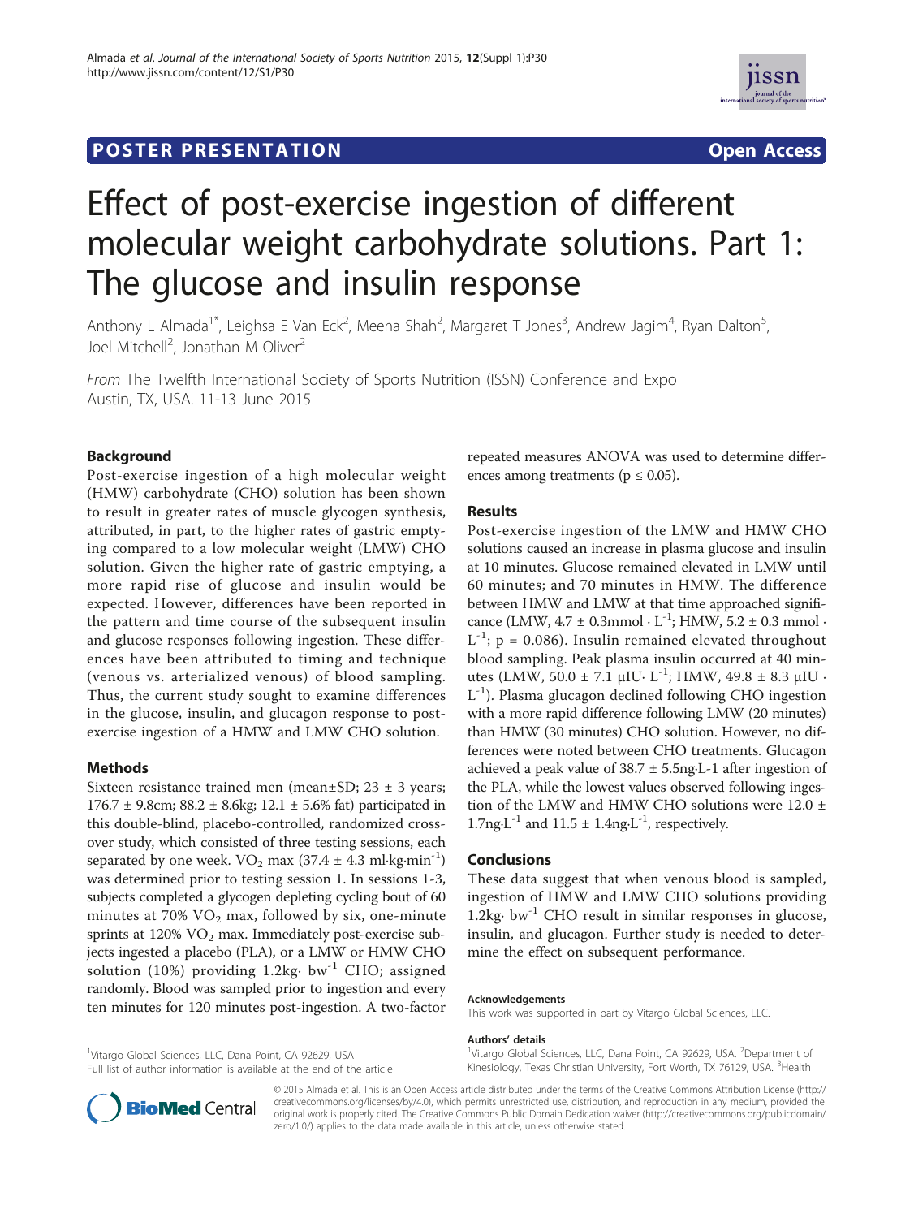POSTER PRESENTATION Open Access

# Effect of post-exercise ingestion of different molecular weight carbohydrate solutions. Part 1: The glucose and insulin response

Anthony L Almada[1*], Leighsa E Van Eck[2], Meena Shah[2], Margaret T Jones[3], Andrew Jagim[4], Ryan Dalton[5], Joel Mitchell[2], Jonathan M Oliver[2]

*From* The Twelfth International Society of Sports Nutrition (ISSN) Conference and Expo
Austin, TX, USA. 11-13 June 2015

## Background

Post-exercise ingestion of a high molecular weight (HMW) carbohydrate (CHO) solution has been shown to result in greater rates of muscle glycogen synthesis, attributed, in part, to the higher rates of gastric emptying compared to a low molecular weight (LMW) CHO solution. Given the higher rate of gastric emptying, a more rapid rise of glucose and insulin would be expected. However, differences have been reported in the pattern and time course of the subsequent insulin and glucose responses following ingestion. These differences have been attributed to timing and technique (venous vs. arterialized venous) of blood sampling. Thus, the current study sought to examine differences in the glucose, insulin, and glucagon response to post-exercise ingestion of a HMW and LMW CHO solution.

## Methods

Sixteen resistance trained men (mean±SD; 23 ± 3 years; 176.7 ± 9.8cm; 88.2 ± 8.6kg; 12.1 ± 5.6% fat) participated in this double-blind, placebo-controlled, randomized cross-over study, which consisted of three testing sessions, each separated by one week. $VO_2$ max (37.4 ± 4.3 ml·kg·min$^{-1}$) was determined prior to testing session 1. In sessions 1-3, subjects completed a glycogen depleting cycling bout of 60 minutes at 70% $VO_2$ max, followed by six, one-minute sprints at 120% $VO_2$ max. Immediately post-exercise subjects ingested a placebo (PLA), or a LMW or HMW CHO solution (10%) providing 1.2kg· bw$^{-1}$ CHO; assigned randomly. Blood was sampled prior to ingestion and every ten minutes for 120 minutes post-ingestion. A two-factor repeated measures ANOVA was used to determine differences among treatments ($p \leq 0.05$).

## Results

Post-exercise ingestion of the LMW and HMW CHO solutions caused an increase in plasma glucose and insulin at 10 minutes. Glucose remained elevated in LMW until 60 minutes; and 70 minutes in HMW. The difference between HMW and LMW at that time approached significance (LMW, 4.7 ± 0.3mmol · L$^{-1}$; HMW, 5.2 ± 0.3 mmol · L$^{-1}$; $p = 0.086$). Insulin remained elevated throughout blood sampling. Peak plasma insulin occurred at 40 minutes (LMW, 50.0 ± 7.1 μIU· L$^{-1}$; HMW, 49.8 ± 8.3 μIU · L$^{-1}$). Plasma glucagon declined following CHO ingestion with a more rapid difference following LMW (20 minutes) than HMW (30 minutes) CHO solution. However, no differences were noted between CHO treatments. Glucagon achieved a peak value of 38.7 ± 5.5ng·L-1 after ingestion of the PLA, while the lowest values observed following ingestion of the LMW and HMW CHO solutions were 12.0 ± 1.7ng·L$^{-1}$ and 11.5 ± 1.4ng·L$^{-1}$, respectively.

## Conclusions

These data suggest that when venous blood is sampled, ingestion of HMW and LMW CHO solutions providing 1.2kg· bw$^{-1}$ CHO result in similar responses in glucose, insulin, and glucagon. Further study is needed to determine the effect on subsequent performance.

### Acknowledgements

This work was supported in part by Vitargo Global Sciences, LLC.

### Authors' details

[1]Vitargo Global Sciences, LLC, Dana Point, CA 92629, USA. [2]Department of Kinesiology, Texas Christian University, Fort Worth, TX 76129, USA. [3]Health

[1]Vitargo Global Sciences, LLC, Dana Point, CA 92629, USA
Full list of author information is available at the end of the article

© 2015 Almada et al. This is an Open Access article distributed under the terms of the Creative Commons Attribution License (http://creativecommons.org/licenses/by/4.0), which permits unrestricted use, distribution, and reproduction in any medium, provided the original work is properly cited. The Creative Commons Public Domain Dedication waiver (http://creativecommons.org/publicdomain/zero/1.0/) applies to the data made available in this article, unless otherwise stated.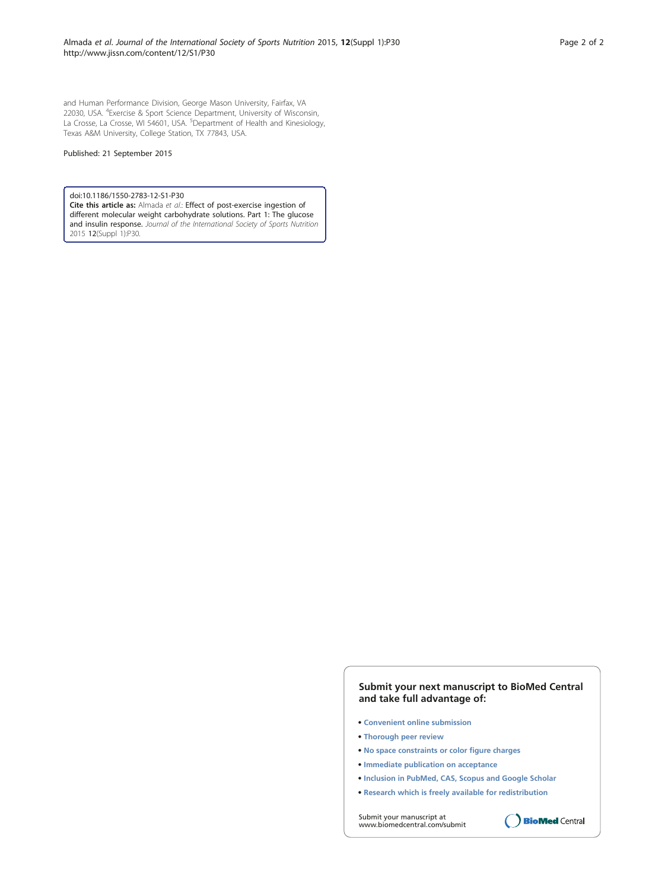and Human Performance Division, George Mason University, Fairfax, VA 22030, USA. [4]Exercise & Sport Science Department, University of Wisconsin, La Crosse, La Crosse, WI 54601, USA. [5]Department of Health and Kinesiology, Texas A&M University, College Station, TX 77843, USA.

Published: 21 September 2015

doi:10.1186/1550-2783-12-S1-P30
**Cite this article as:** Almada *et al.*: Effect of post-exercise ingestion of different molecular weight carbohydrate solutions. Part 1: The glucose and insulin response. *Journal of the International Society of Sports Nutrition* 2015 **12**(Suppl 1):P30.

**Submit your next manuscript to BioMed Central and take full advantage of:**

- **Convenient online submission**
- **Thorough peer review**
- **No space constraints or color figure charges**
- **Immediate publication on acceptance**
- **Inclusion in PubMed, CAS, Scopus and Google Scholar**
- **Research which is freely available for redistribution**

Submit your manuscript at
www.biomedcentral.com/submit

BioMed Central